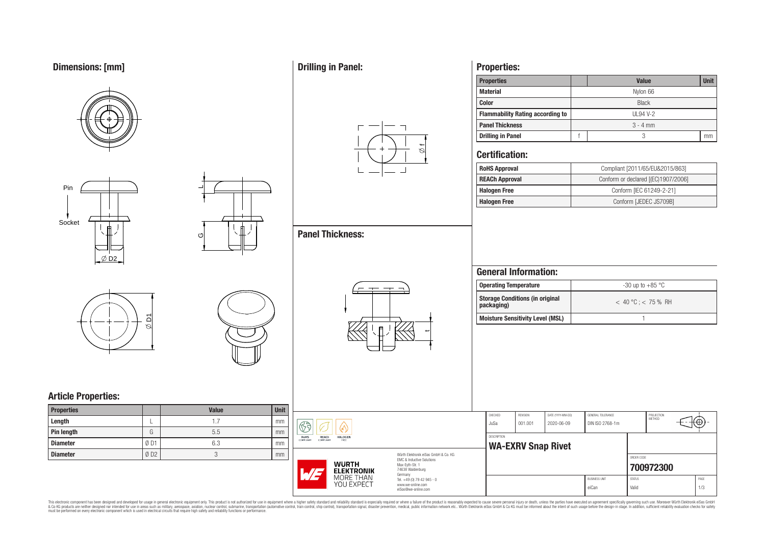## Dimensions: [mm]

Pin

Socket

Ø D2

L

G

Ø D1

## Article Properties:

| Properties | | Value | Unit |
|---|---|---|---|
| Length | L | 1.7 | mm |
| Pin length | G | 5.5 | mm |
| Diameter | Ø D1 | 6.3 | mm |
| Diameter | Ø D2 | 3 | mm |

## Drilling in Panel:

Ø f

## Panel Thickness:

t

## Properties:

| Properties | | Value | Unit |
|---|---|---|---|
| Material | | Nylon 66 | |
| Color | | Black | |
| Flammability Rating according to | | UL94 V-2 | |
| Panel Thickness | | 3 - 4 mm | |
| Drilling in Panel | f | 3 | mm |

## Certification:

| | |
|---|---|
| RoHS Approval | Compliant [2011/65/EU&2015/863] |
| REACh Approval | Conform or declared [(EC)1907/2006] |
| Halogen Free | Conform [IEC 61249-2-21] |
| Halogen Free | Conform [JEDEC JS709B] |

## General Information:

| | |
|---|---|
| Operating Temperature | -30 up to +85 °C |
| Storage Conditions (in original packaging) | < 40 °C ; < 75 % RH |
| Moisture Sensitivity Level (MSL) | 1 |

RoHS COMPLIANT · REACh COMPLIANT · HALOGEN FREE

WÜRTH ELEKTRONIK MORE THAN YOU EXPECT

Würth Elektronik eiSos GmbH & Co. KG
EMC & Inductive Solutions
Max-Eyth-Str. 1
74638 Waldenburg
Germany
Tel. +49 (0) 79 42 945 - 0
www.we-online.com
eiSos@we-online.com

| CHECKED | REVISION | DATE (YYYY-MM-DD) | GENERAL TOLERANCE | PROJECTION METHOD |
|---|---|---|---|---|
| JuSa | 001.001 | 2020-06-09 | DIN ISO 2768-1m | |

DESCRIPTION: **WA-EXRV Snap Rivet**

ORDER CODE: **700972300**

| BUSINESS UNIT | STATUS | PAGE |
|---|---|---|
| eiCan | Valid | 1/3 |

This electronic component has been designed and developed for usage in general electronic equipment only. This product is not authorized for use in equipment where a higher safety standard and reliability standard is especially required or where a failure of the product is reasonably expected to cause severe personal injury or death, unless the parties have executed an agreement specifically governing such use. Moreover Würth Elektronik eiSos GmbH & Co KG products are neither designed nor intended for use in areas such as military, aerospace, aviation, nuclear control, submarine, transportation (automotive control, train control, ship control), transportation signal, disaster prevention, medical, public information network etc.. Würth Elektronik eiSos GmbH & Co KG must be informed about the intent of such usage before the design-in stage. In addition, sufficient reliability evaluation checks for safety must be performed on every electronic component which is used in electrical circuits that require high safety and reliability functions or performance.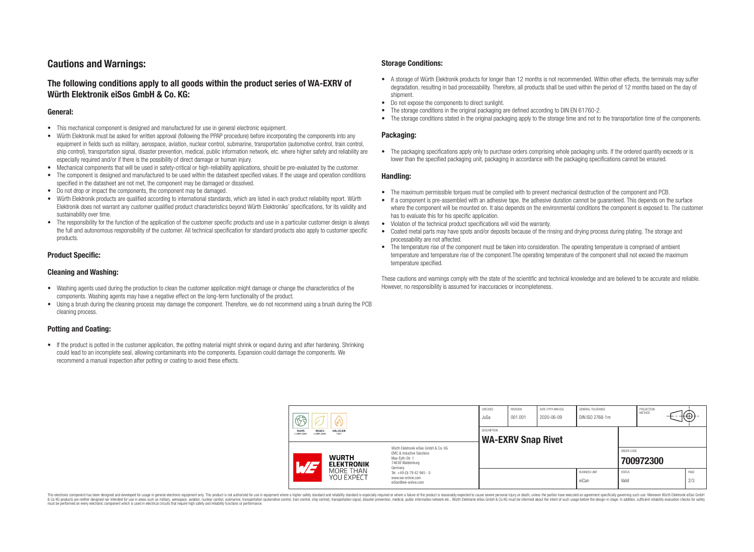# Cautions and Warnings:

## The following conditions apply to all goods within the product series of WA-EXRV of Würth Elektronik eiSos GmbH & Co. KG:

### General:

- This mechanical component is designed and manufactured for use in general electronic equipment.
- Würth Elektronik must be asked for written approval (following the PPAP procedure) before incorporating the components into any equipment in fields such as military, aerospace, aviation, nuclear control, submarine, transportation (automotive control, train control, ship control), transportation signal, disaster prevention, medical, public information network, etc. where higher safety and reliability are especially required and/or if there is the possibility of direct damage or human injury.
- Mechanical components that will be used in safety-critical or high-reliability applications, should be pre-evaluated by the customer.
- The component is designed and manufactured to be used within the datasheet specified values. If the usage and operation conditions specified in the datasheet are not met, the component may be damaged or dissolved.
- Do not drop or impact the components, the component may be damaged.
- Würth Elektronik products are qualified according to international standards, which are listed in each product reliability report. Würth Elektronik does not warrant any customer qualified product characteristics beyond Würth Elektroniks' specifications, for its validity and sustainability over time.
- The responsibility for the function of the application of the customer specific products and use in a particular customer design is always the full and autonomous responsibility of the customer. All technical specification for standard products also apply to customer specific products.

### Product Specific:

### Cleaning and Washing:

- Washing agents used during the production to clean the customer application might damage or change the characteristics of the components. Washing agents may have a negative effect on the long-term functionality of the product.
- Using a brush during the cleaning process may damage the component. Therefore, we do not recommend using a brush during the PCB cleaning process.

### Potting and Coating:

- If the product is potted in the customer application, the potting material might shrink or expand during and after hardening. Shrinking could lead to an incomplete seal, allowing contaminants into the components. Expansion could damage the components. We recommend a manual inspection after potting or coating to avoid these effects.

### Storage Conditions:

- A storage of Würth Elektronik products for longer than 12 months is not recommended. Within other effects, the terminals may suffer degradation, resulting in bad processability. Therefore, all products shall be used within the period of 12 months based on the day of shipment.
- Do not expose the components to direct sunlight.
- The storage conditions in the original packaging are defined according to DIN EN 61760-2.
- The storage conditions stated in the original packaging apply to the storage time and not to the transportation time of the components.

### Packaging:

- The packaging specifications apply only to purchase orders comprising whole packaging units. If the ordered quantity exceeds or is lower than the specified packaging unit, packaging in accordance with the packaging specifications cannot be ensured.

### Handling:

- The maximum permissible torques must be complied with to prevent mechanical destruction of the component and PCB.
- If a component is pre-assembled with an adhesive tape, the adhesive duration cannot be guaranteed. This depends on the surface where the component will be mounted on. It also depends on the environmental conditions the component is exposed to. The customer has to evaluate this for his specific application.
- Violation of the technical product specifications will void the warranty.
- Coated metal parts may have spots and/or deposits because of the rinsing and drying process during plating. The storage and processability are not affected.
- The temperature rise of the component must be taken into consideration. The operating temperature is comprised of ambient temperature and temperature rise of the component.The operating temperature of the component shall not exceed the maximum temperature specified.

These cautions and warnings comply with the state of the scientific and technical knowledge and are believed to be accurate and reliable. However, no responsibility is assumed for inaccuracies or incompleteness.

| CHECKED | REVISION | DATE (YYYY-MM-DD) | GENERAL TOLERANCE | PROJECTION METHOD |
|---|---|---|---|---|
| JuSa | 001.001 | 2020-06-09 | DIN ISO 2768-1m | |

DESCRIPTION: **WA-EXRV Snap Rivet**

ORDER CODE: **700972300**

| BUSINESS UNIT | STATUS | PAGE |
|---|---|---|
| eiCan | Valid | 2/3 |

Würth Elektronik eiSos GmbH & Co. KG
EMC & Inductive Solutions
Max-Eyth-Str. 1
74638 Waldenburg
Germany
Tel. +49 (0) 79 42 945 - 0
www.we-online.com
eiSos@we-online.com

This electronic component has been designed and developed for usage in general electronic equipment only. This product is not authorized for use in equipment where a higher safety standard and reliability standard is especially required or where a failure of the product is reasonably expected to cause severe personal injury or death, unless the parties have executed an agreement specifically governing such use. Moreover Würth Elektronik eiSos GmbH & Co KG products are neither designed nor intended for use in areas such as military, aerospace, aviation, nuclear control, submarine, transportation (automotive control, train control, ship control), transportation signal, disaster prevention, medical, public information network etc.. Würth Elektronik eiSos GmbH & Co KG must be informed about the intent of such usage before the design-in stage. In addition, sufficient reliability evaluation checks for safety must be performed on every electronic component which is used in electrical circuits that require high safety and reliability functions or performance.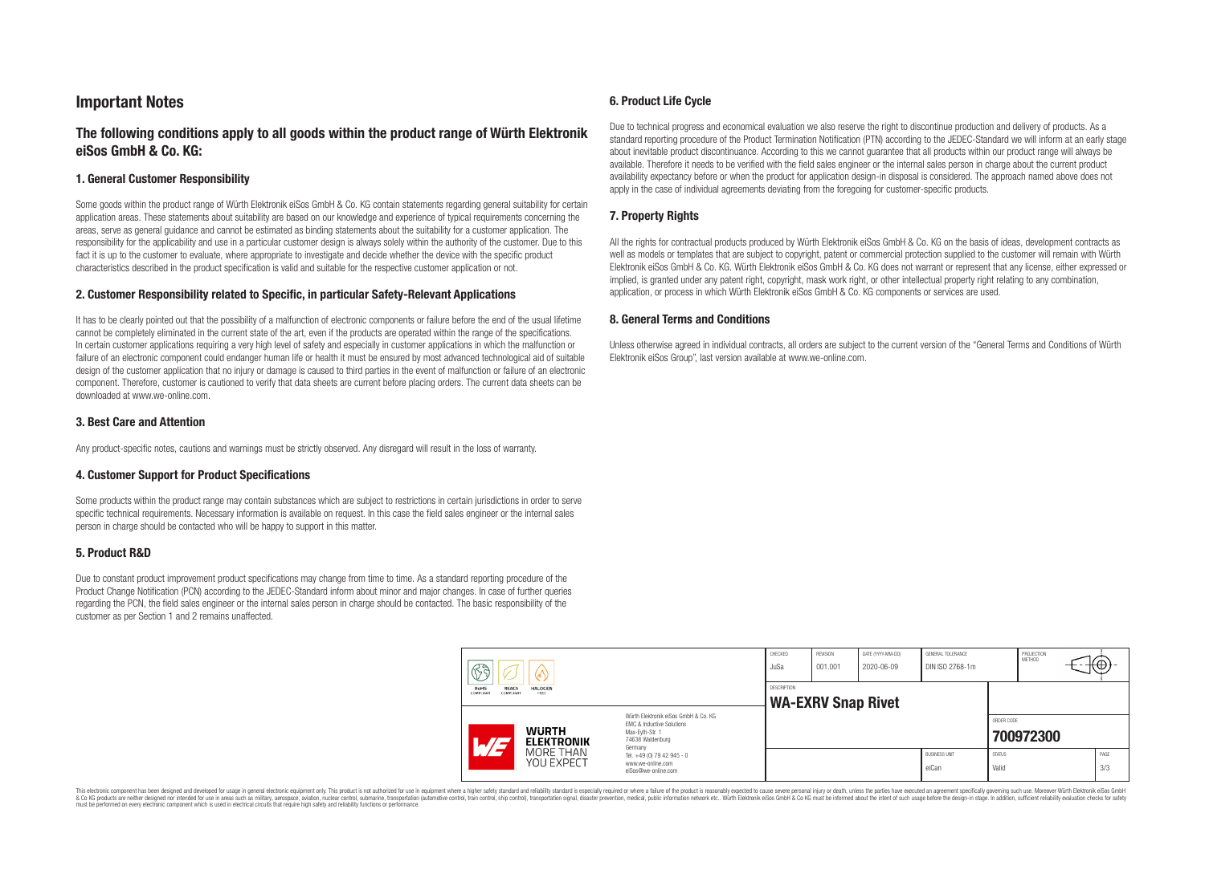# Important Notes

## The following conditions apply to all goods within the product range of Würth Elektronik eiSos GmbH & Co. KG:

### 1. General Customer Responsibility

Some goods within the product range of Würth Elektronik eiSos GmbH & Co. KG contain statements regarding general suitability for certain application areas. These statements about suitability are based on our knowledge and experience of typical requirements concerning the areas, serve as general guidance and cannot be estimated as binding statements about the suitability for a customer application. The responsibility for the applicability and use in a particular customer design is always solely within the authority of the customer. Due to this fact it is up to the customer to evaluate, where appropriate to investigate and decide whether the device with the specific product characteristics described in the product specification is valid and suitable for the respective customer application or not.

### 2. Customer Responsibility related to Specific, in particular Safety-Relevant Applications

It has to be clearly pointed out that the possibility of a malfunction of electronic components or failure before the end of the usual lifetime cannot be completely eliminated in the current state of the art, even if the products are operated within the range of the specifications. In certain customer applications requiring a very high level of safety and especially in customer applications in which the malfunction or failure of an electronic component could endanger human life or health it must be ensured by most advanced technological aid of suitable design of the customer application that no injury or damage is caused to third parties in the event of malfunction or failure of an electronic component. Therefore, customer is cautioned to verify that data sheets are current before placing orders. The current data sheets can be downloaded at www.we-online.com.

### 3. Best Care and Attention

Any product-specific notes, cautions and warnings must be strictly observed. Any disregard will result in the loss of warranty.

### 4. Customer Support for Product Specifications

Some products within the product range may contain substances which are subject to restrictions in certain jurisdictions in order to serve specific technical requirements. Necessary information is available on request. In this case the field sales engineer or the internal sales person in charge should be contacted who will be happy to support in this matter.

### 5. Product R&D

Due to constant product improvement product specifications may change from time to time. As a standard reporting procedure of the Product Change Notification (PCN) according to the JEDEC-Standard inform about minor and major changes. In case of further queries regarding the PCN, the field sales engineer or the internal sales person in charge should be contacted. The basic responsibility of the customer as per Section 1 and 2 remains unaffected.

### 6. Product Life Cycle

Due to technical progress and economical evaluation we also reserve the right to discontinue production and delivery of products. As a standard reporting procedure of the Product Termination Notification (PTN) according to the JEDEC-Standard we will inform at an early stage about inevitable product discontinuance. According to this we cannot guarantee that all products within our product range will always be available. Therefore it needs to be verified with the field sales engineer or the internal sales person in charge about the current product availability expectancy before or when the product for application design-in disposal is considered. The approach named above does not apply in the case of individual agreements deviating from the foregoing for customer-specific products.

### 7. Property Rights

All the rights for contractual products produced by Würth Elektronik eiSos GmbH & Co. KG on the basis of ideas, development contracts as well as models or templates that are subject to copyright, patent or commercial protection supplied to the customer will remain with Würth Elektronik eiSos GmbH & Co. KG. Würth Elektronik eiSos GmbH & Co. KG does not warrant or represent that any license, either expressed or implied, is granted under any patent right, copyright, mask work right, or other intellectual property right relating to any combination, application, or process in which Würth Elektronik eiSos GmbH & Co. KG components or services are used.

### 8. General Terms and Conditions

Unless otherwise agreed in individual contracts, all orders are subject to the current version of the "General Terms and Conditions of Würth Elektronik eiSos Group", last version available at www.we-online.com.

| CHECKED | REVISION | DATE (YYYY-MM-DD) | GENERAL TOLERANCE | PROJECTION METHOD |
|---|---|---|---|---|
| JuSa | 001.001 | 2020-06-09 | DIN ISO 2768-1m | |

DESCRIPTION: **WA-EXRV Snap Rivet**

ORDER CODE: **700972300**

BUSINESS UNIT: eiCan | STATUS: Valid | PAGE: 3/3

Würth Elektronik eiSos GmbH & Co. KG
EMC & Inductive Solutions
Max-Eyth-Str. 1
74638 Waldenburg
Germany
Tel. +49 (0) 79 42 945 - 0
www.we-online.com
eiSos@we-online.com

This electronic component has been designed and developed for usage in general electronic equipment only. This product is not authorized for use in equipment where a higher safety standard and reliability standard is especially required or where a failure of the product is reasonably expected to cause severe personal injury or death, unless the parties have executed an agreement specifically governing such use. Moreover Würth Elektronik eiSos GmbH & Co KG products are neither designed nor intended for use in areas such as military, aerospace, aviation, nuclear control, submarine, transportation (automotive control, train control, ship control), transportation signal, disaster prevention, medical, public information network etc.. Würth Elektronik eiSos GmbH & Co KG must be informed about the intent of such usage before the design-in stage. In addition, sufficient reliability evaluation checks for safety must be performed on every electronic component which is used in electrical circuits that require high safety and reliability functions or performance.